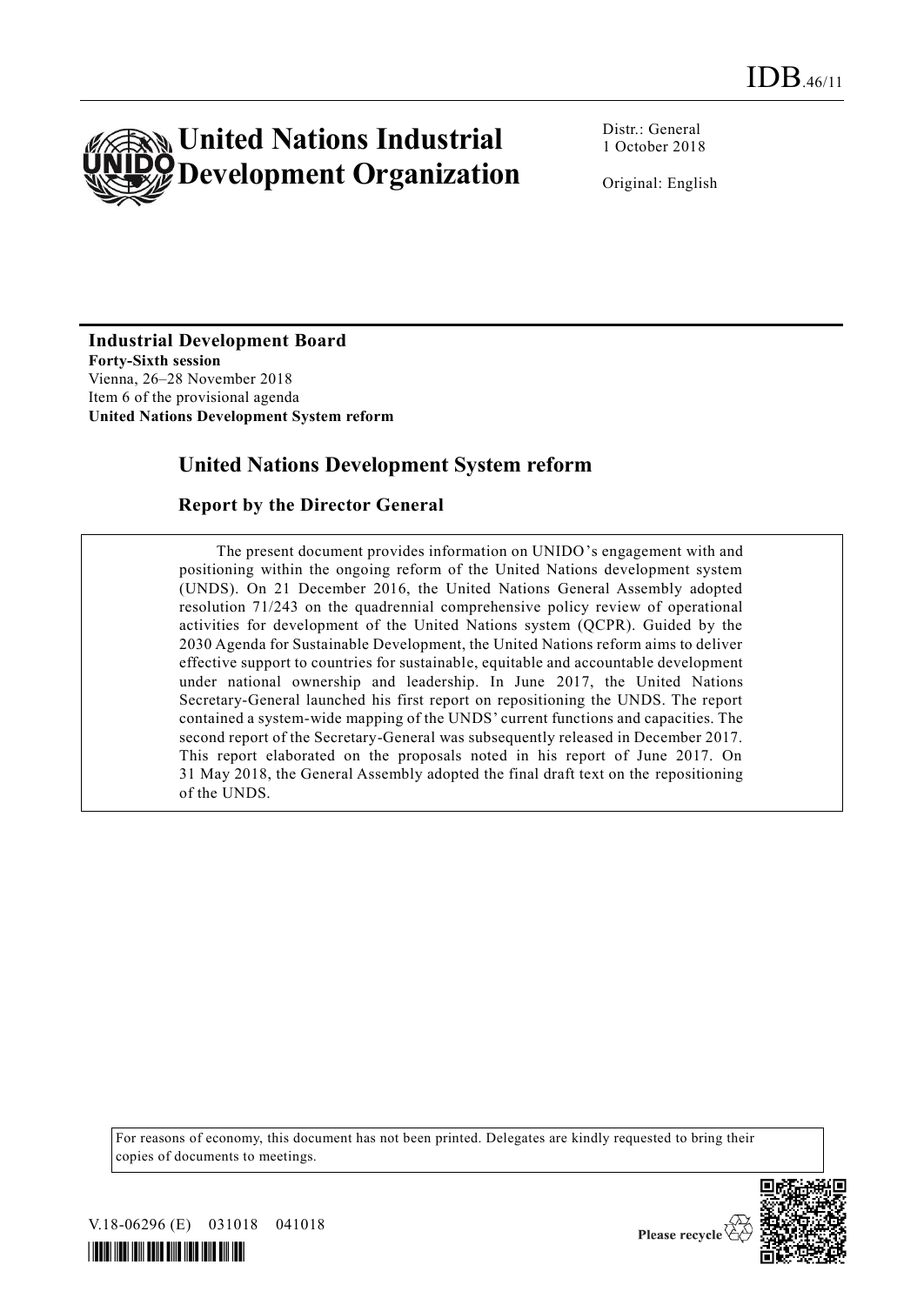IDB.46/11

# United Nations Industrial Development Organization

Distr.: General
1 October 2018

Original: English

**Industrial Development Board**
**Forty-Sixth session**
Vienna, 26–28 November 2018
Item 6 of the provisional agenda
**United Nations Development System reform**

## United Nations Development System reform

### Report by the Director General

The present document provides information on UNIDO's engagement with and positioning within the ongoing reform of the United Nations development system (UNDS). On 21 December 2016, the United Nations General Assembly adopted resolution 71/243 on the quadrennial comprehensive policy review of operational activities for development of the United Nations system (QCPR). Guided by the 2030 Agenda for Sustainable Development, the United Nations reform aims to deliver effective support to countries for sustainable, equitable and accountable development under national ownership and leadership. In June 2017, the United Nations Secretary-General launched his first report on repositioning the UNDS. The report contained a system-wide mapping of the UNDS' current functions and capacities. The second report of the Secretary-General was subsequently released in December 2017. This report elaborated on the proposals noted in his report of June 2017. On 31 May 2018, the General Assembly adopted the final draft text on the repositioning of the UNDS.

For reasons of economy, this document has not been printed. Delegates are kindly requested to bring their copies of documents to meetings.

V.18-06296 (E) 031018 041018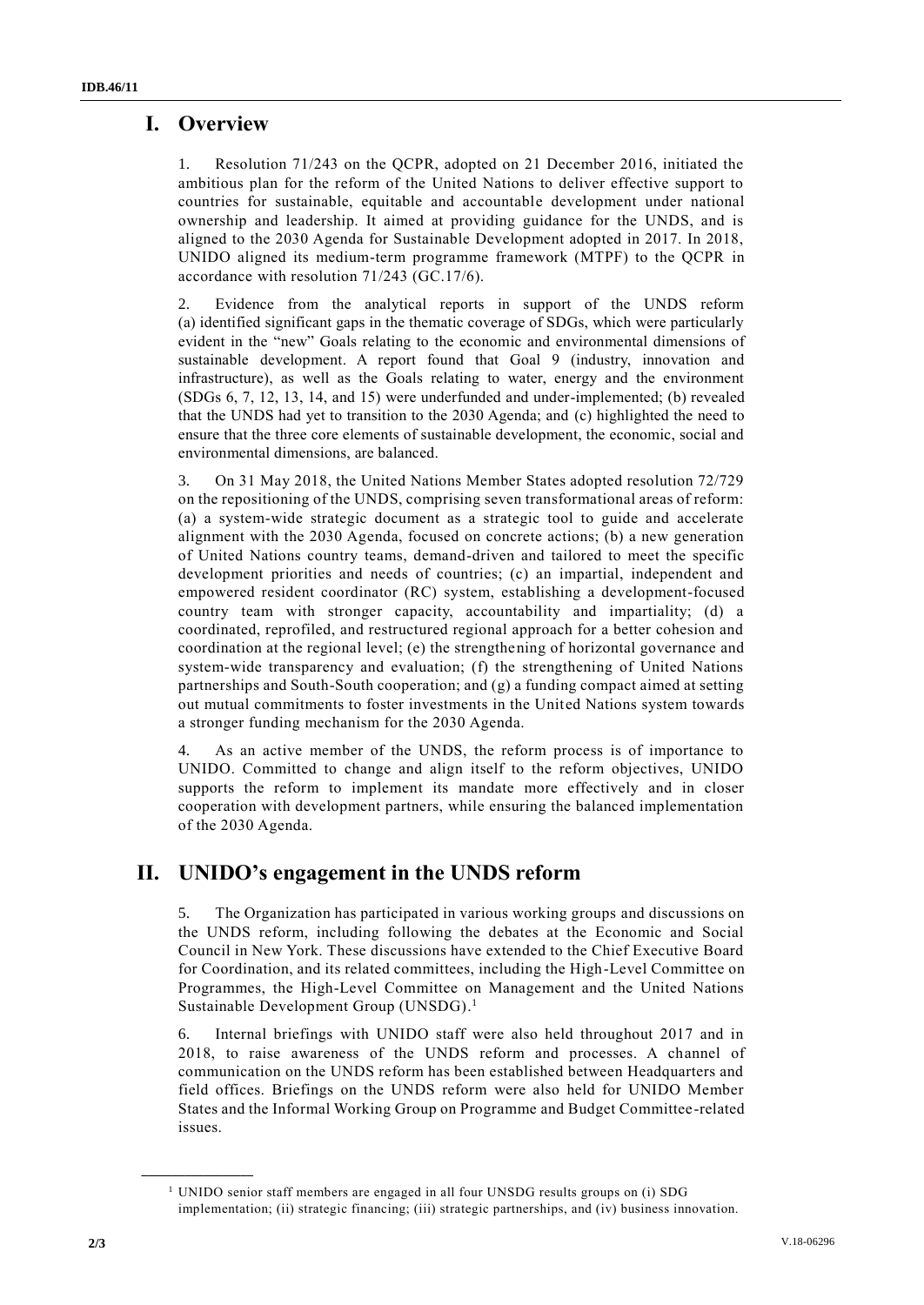# I. Overview

1. Resolution 71/243 on the QCPR, adopted on 21 December 2016, initiated the ambitious plan for the reform of the United Nations to deliver effective support to countries for sustainable, equitable and accountable development under national ownership and leadership. It aimed at providing guidance for the UNDS, and is aligned to the 2030 Agenda for Sustainable Development adopted in 2017. In 2018, UNIDO aligned its medium-term programme framework (MTPF) to the QCPR in accordance with resolution 71/243 (GC.17/6).

2. Evidence from the analytical reports in support of the UNDS reform (a) identified significant gaps in the thematic coverage of SDGs, which were particularly evident in the "new" Goals relating to the economic and environmental dimensions of sustainable development. A report found that Goal 9 (industry, innovation and infrastructure), as well as the Goals relating to water, energy and the environment (SDGs 6, 7, 12, 13, 14, and 15) were underfunded and under-implemented; (b) revealed that the UNDS had yet to transition to the 2030 Agenda; and (c) highlighted the need to ensure that the three core elements of sustainable development, the economic, social and environmental dimensions, are balanced.

3. On 31 May 2018, the United Nations Member States adopted resolution 72/729 on the repositioning of the UNDS, comprising seven transformational areas of reform: (a) a system-wide strategic document as a strategic tool to guide and accelerate alignment with the 2030 Agenda, focused on concrete actions; (b) a new generation of United Nations country teams, demand-driven and tailored to meet the specific development priorities and needs of countries; (c) an impartial, independent and empowered resident coordinator (RC) system, establishing a development-focused country team with stronger capacity, accountability and impartiality; (d) a coordinated, reprofiled, and restructured regional approach for a better cohesion and coordination at the regional level; (e) the strengthening of horizontal governance and system-wide transparency and evaluation; (f) the strengthening of United Nations partnerships and South-South cooperation; and (g) a funding compact aimed at setting out mutual commitments to foster investments in the United Nations system towards a stronger funding mechanism for the 2030 Agenda.

4. As an active member of the UNDS, the reform process is of importance to UNIDO. Committed to change and align itself to the reform objectives, UNIDO supports the reform to implement its mandate more effectively and in closer cooperation with development partners, while ensuring the balanced implementation of the 2030 Agenda.

# II. UNIDO's engagement in the UNDS reform

5. The Organization has participated in various working groups and discussions on the UNDS reform, including following the debates at the Economic and Social Council in New York. These discussions have extended to the Chief Executive Board for Coordination, and its related committees, including the High-Level Committee on Programmes, the High-Level Committee on Management and the United Nations Sustainable Development Group (UNSDG).[1]

6. Internal briefings with UNIDO staff were also held throughout 2017 and in 2018, to raise awareness of the UNDS reform and processes. A channel of communication on the UNDS reform has been established between Headquarters and field offices. Briefings on the UNDS reform were also held for UNIDO Member States and the Informal Working Group on Programme and Budget Committee-related issues.

---

[1] UNIDO senior staff members are engaged in all four UNSDG results groups on (i) SDG implementation; (ii) strategic financing; (iii) strategic partnerships, and (iv) business innovation.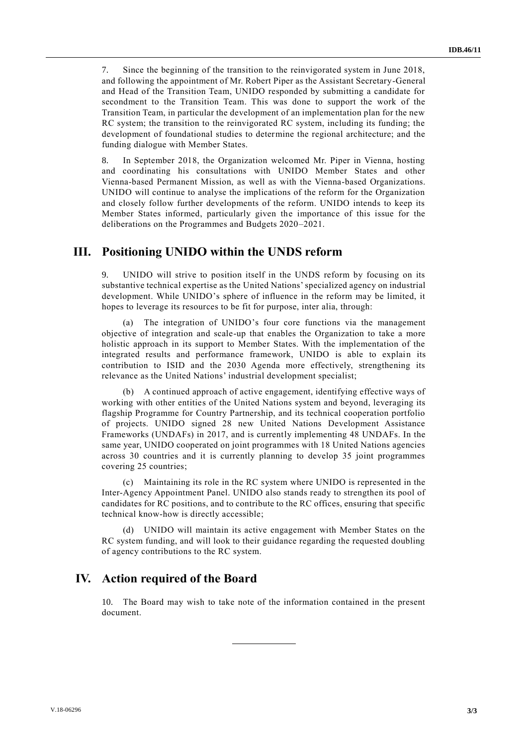7. Since the beginning of the transition to the reinvigorated system in June 2018, and following the appointment of Mr. Robert Piper as the Assistant Secretary-General and Head of the Transition Team, UNIDO responded by submitting a candidate for secondment to the Transition Team. This was done to support the work of the Transition Team, in particular the development of an implementation plan for the new RC system; the transition to the reinvigorated RC system, including its funding; the development of foundational studies to determine the regional architecture; and the funding dialogue with Member States.

8. In September 2018, the Organization welcomed Mr. Piper in Vienna, hosting and coordinating his consultations with UNIDO Member States and other Vienna-based Permanent Mission, as well as with the Vienna-based Organizations. UNIDO will continue to analyse the implications of the reform for the Organization and closely follow further developments of the reform. UNIDO intends to keep its Member States informed, particularly given the importance of this issue for the deliberations on the Programmes and Budgets 2020–2021.

## III. Positioning UNIDO within the UNDS reform

9. UNIDO will strive to position itself in the UNDS reform by focusing on its substantive technical expertise as the United Nations' specialized agency on industrial development. While UNIDO's sphere of influence in the reform may be limited, it hopes to leverage its resources to be fit for purpose, inter alia, through:

(a) The integration of UNIDO's four core functions via the management objective of integration and scale-up that enables the Organization to take a more holistic approach in its support to Member States. With the implementation of the integrated results and performance framework, UNIDO is able to explain its contribution to ISID and the 2030 Agenda more effectively, strengthening its relevance as the United Nations' industrial development specialist;

(b) A continued approach of active engagement, identifying effective ways of working with other entities of the United Nations system and beyond, leveraging its flagship Programme for Country Partnership, and its technical cooperation portfolio of projects. UNIDO signed 28 new United Nations Development Assistance Frameworks (UNDAFs) in 2017, and is currently implementing 48 UNDAFs. In the same year, UNIDO cooperated on joint programmes with 18 United Nations agencies across 30 countries and it is currently planning to develop 35 joint programmes covering 25 countries;

(c) Maintaining its role in the RC system where UNIDO is represented in the Inter-Agency Appointment Panel. UNIDO also stands ready to strengthen its pool of candidates for RC positions, and to contribute to the RC offices, ensuring that specific technical know-how is directly accessible;

(d) UNIDO will maintain its active engagement with Member States on the RC system funding, and will look to their guidance regarding the requested doubling of agency contributions to the RC system.

## IV. Action required of the Board

10. The Board may wish to take note of the information contained in the present document.